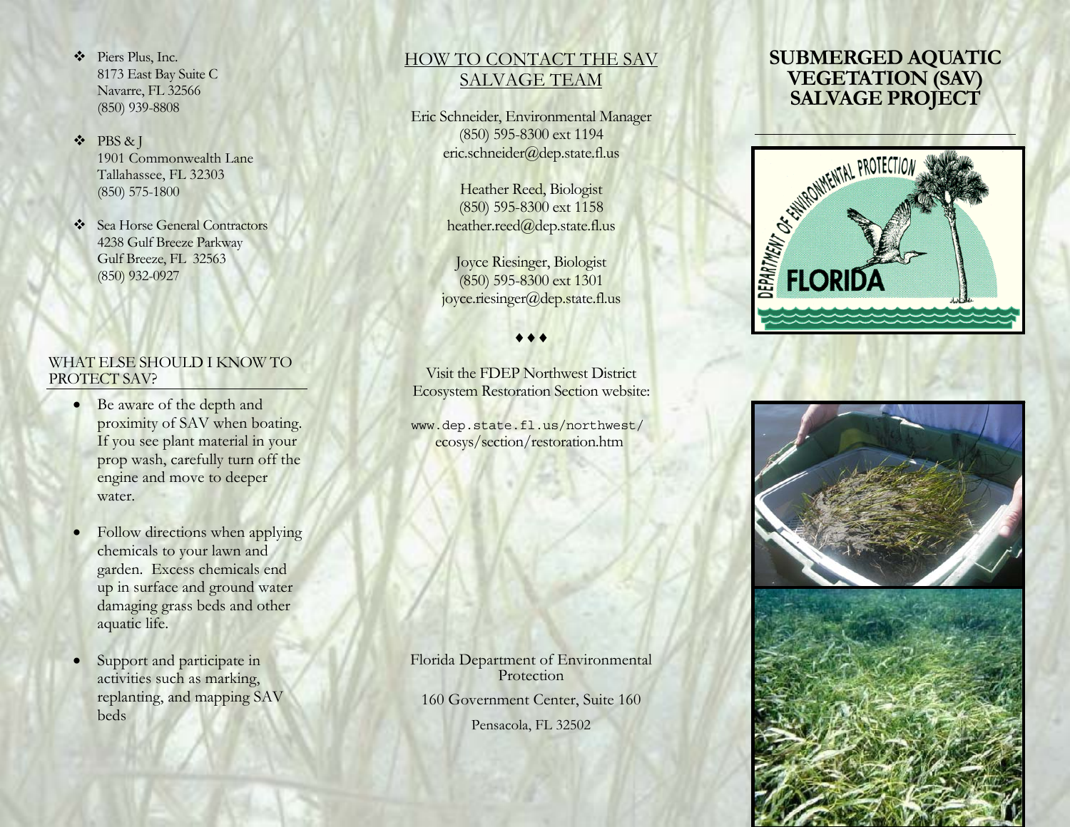- Piers Plus, Inc.
  8173 East Bay Suite C
  Navarre, FL 32566
  (850) 939-8808

- PBS & J
  1901 Commonwealth Lane
  Tallahassee, FL 32303
  (850) 575-1800

- Sea Horse General Contractors
  4238 Gulf Breeze Parkway
  Gulf Breeze, FL 32563
  (850) 932-0927

## WHAT ELSE SHOULD I KNOW TO PROTECT SAV?

- Be aware of the depth and proximity of SAV when boating. If you see plant material in your prop wash, carefully turn off the engine and move to deeper water.
- Follow directions when applying chemicals to your lawn and garden. Excess chemicals end up in surface and ground water damaging grass beds and other aquatic life.
- Support and participate in activities such as marking, replanting, and mapping SAV beds

## HOW TO CONTACT THE SAV SALVAGE TEAM

Eric Schneider, Environmental Manager
(850) 595-8300 ext 1194
eric.schneider@dep.state.fl.us

Heather Reed, Biologist
(850) 595-8300 ext 1158
heather.reed@dep.state.fl.us

Joyce Riesinger, Biologist
(850) 595-8300 ext 1301
joyce.riesinger@dep.state.fl.us

♦♦♦

Visit the FDEP Northwest District Ecosystem Restoration Section website:

www.dep.state.fl.us/northwest/ecosys/section/restoration.htm

Florida Department of Environmental Protection

160 Government Center, Suite 160

Pensacola, FL 32502

# SUBMERGED AQUATIC VEGETATION (SAV) SALVAGE PROJECT

DEPARTMENT OF ENVIRONMENTAL PROTECTION
FLORIDA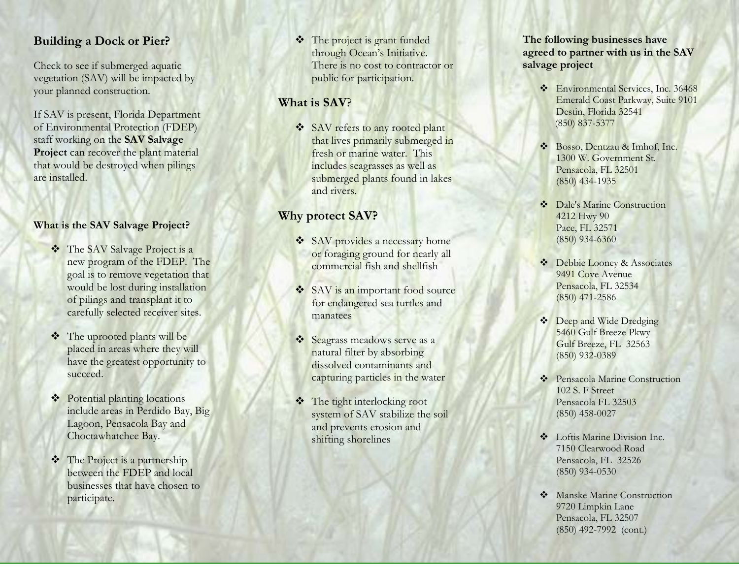## Building a Dock or Pier?

Check to see if submerged aquatic vegetation (SAV) will be impacted by your planned construction.

If SAV is present, Florida Department of Environmental Protection (FDEP) staff working on the **SAV Salvage Project** can recover the plant material that would be destroyed when pilings are installed.

### What is the SAV Salvage Project?

- The SAV Salvage Project is a new program of the FDEP. The goal is to remove vegetation that would be lost during installation of pilings and transplant it to carefully selected receiver sites.
- The uprooted plants will be placed in areas where they will have the greatest opportunity to succeed.
- Potential planting locations include areas in Perdido Bay, Big Lagoon, Pensacola Bay and Choctawhatchee Bay.
- The Project is a partnership between the FDEP and local businesses that have chosen to participate.
- The project is grant funded through Ocean's Initiative. There is no cost to contractor or public for participation.

## What is SAV?

- SAV refers to any rooted plant that lives primarily submerged in fresh or marine water. This includes seagrasses as well as submerged plants found in lakes and rivers.

## Why protect SAV?

- SAV provides a necessary home or foraging ground for nearly all commercial fish and shellfish
- SAV is an important food source for endangered sea turtles and manatees
- Seagrass meadows serve as a natural filter by absorbing dissolved contaminants and capturing particles in the water
- The tight interlocking root system of SAV stabilize the soil and prevents erosion and shifting shorelines

**The following businesses have agreed to partner with us in the SAV salvage project**

- Environmental Services, Inc. 36468 Emerald Coast Parkway, Suite 9101 Destin, Florida 32541 (850) 837-5377
- Bosso, Dentzau & Imhof, Inc. 1300 W. Government St. Pensacola, FL 32501 (850) 434-1935
- Dale's Marine Construction 4212 Hwy 90 Pace, FL 32571 (850) 934-6360
- Debbie Looney & Associates 9491 Cove Avenue Pensacola, FL 32534 (850) 471-2586
- Deep and Wide Dredging 5460 Gulf Breeze Pkwy Gulf Breeze, FL 32563 (850) 932-0389
- Pensacola Marine Construction 102 S. F Street Pensacola FL 32503 (850) 458-0027
- Loftis Marine Division Inc. 7150 Clearwood Road Pensacola, FL 32526 (850) 934-0530
- Manske Marine Construction 9720 Limpkin Lane Pensacola, FL 32507 (850) 492-7992 (cont.)